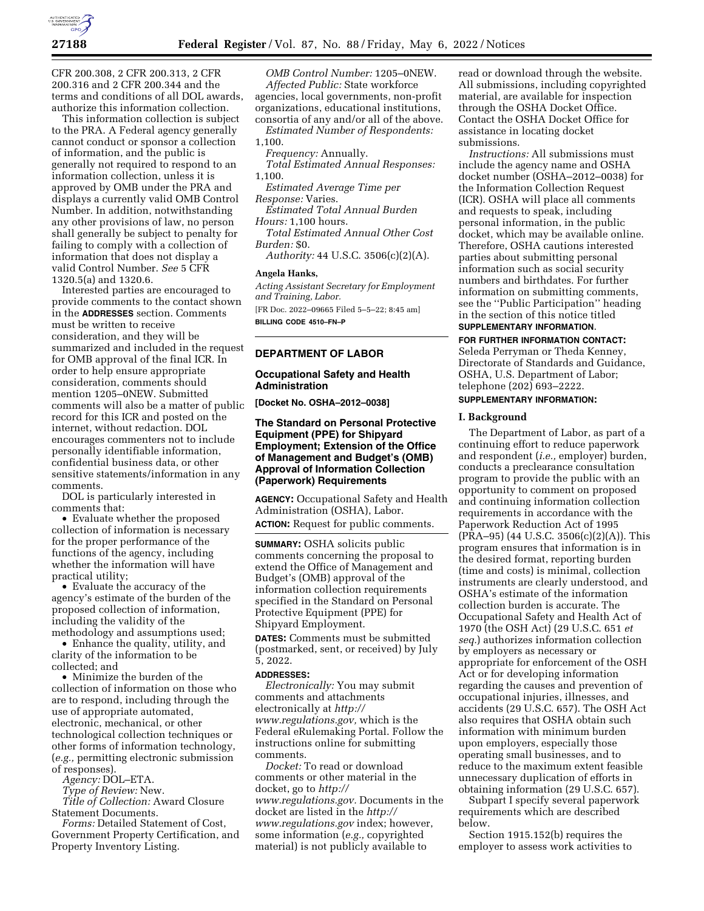CFR 200.308, 2 CFR 200.313, 2 CFR 200.316 and 2 CFR 200.344 and the terms and conditions of all DOL awards, authorize this information collection.

This information collection is subject to the PRA. A Federal agency generally cannot conduct or sponsor a collection of information, and the public is generally not required to respond to an information collection, unless it is approved by OMB under the PRA and displays a currently valid OMB Control Number. In addition, notwithstanding any other provisions of law, no person shall generally be subject to penalty for failing to comply with a collection of information that does not display a valid Control Number. *See* 5 CFR 1320.5(a) and 1320.6.

Interested parties are encouraged to provide comments to the contact shown in the **ADDRESSES** section. Comments must be written to receive consideration, and they will be summarized and included in the request for OMB approval of the final ICR. In order to help ensure appropriate consideration, comments should mention 1205–0NEW. Submitted comments will also be a matter of public record for this ICR and posted on the internet, without redaction. DOL encourages commenters not to include personally identifiable information, confidential business data, or other sensitive statements/information in any comments.

DOL is particularly interested in comments that:

- Evaluate whether the proposed collection of information is necessary for the proper performance of the functions of the agency, including whether the information will have practical utility;
- Evaluate the accuracy of the agency's estimate of the burden of the proposed collection of information, including the validity of the methodology and assumptions used;
- Enhance the quality, utility, and clarity of the information to be collected; and
- Minimize the burden of the collection of information on those who are to respond, including through the use of appropriate automated, electronic, mechanical, or other technological collection techniques or other forms of information technology, (*e.g.,* permitting electronic submission of responses).

*Agency:* DOL–ETA.

*Type of Review:* New.

*Title of Collection:* Award Closure Statement Documents.

*Forms:* Detailed Statement of Cost, Government Property Certification, and Property Inventory Listing.

*OMB Control Number:* 1205–0NEW.

*Affected Public:* State workforce agencies, local governments, non-profit organizations, educational institutions, consortia of any and/or all of the above.

*Estimated Number of Respondents:* 1,100.

*Frequency:* Annually.

*Total Estimated Annual Responses:* 1,100.

*Estimated Average Time per Response:* Varies.

*Estimated Total Annual Burden Hours:* 1,100 hours.

*Total Estimated Annual Other Cost Burden:* $0.

*Authority:* 44 U.S.C. 3506(c)(2)(A).

**Angela Hanks,**

*Acting Assistant Secretary for Employment and Training, Labor.*

[FR Doc. 2022–09665 Filed 5–5–22; 8:45 am]

**BILLING CODE 4510–FN–P**

## DEPARTMENT OF LABOR

### Occupational Safety and Health Administration

**[Docket No. OSHA–2012–0038]**

### The Standard on Personal Protective Equipment (PPE) for Shipyard Employment; Extension of the Office of Management and Budget's (OMB) Approval of Information Collection (Paperwork) Requirements

**AGENCY:** Occupational Safety and Health Administration (OSHA), Labor.

**ACTION:** Request for public comments.

**SUMMARY:** OSHA solicits public comments concerning the proposal to extend the Office of Management and Budget's (OMB) approval of the information collection requirements specified in the Standard on Personal Protective Equipment (PPE) for Shipyard Employment.

**DATES:** Comments must be submitted (postmarked, sent, or received) by July 5, 2022.

**ADDRESSES:**

*Electronically:* You may submit comments and attachments electronically at *http://www.regulations.gov,* which is the Federal eRulemaking Portal. Follow the instructions online for submitting comments.

*Docket:* To read or download comments or other material in the docket, go to *http://www.regulations.gov.* Documents in the docket are listed in the *http://www.regulations.gov* index; however, some information (*e.g.,* copyrighted material) is not publicly available to read or download through the website. All submissions, including copyrighted material, are available for inspection through the OSHA Docket Office. Contact the OSHA Docket Office for assistance in locating docket submissions.

*Instructions:* All submissions must include the agency name and OSHA docket number (OSHA–2012–0038) for the Information Collection Request (ICR). OSHA will place all comments and requests to speak, including personal information, in the public docket, which may be available online. Therefore, OSHA cautions interested parties about submitting personal information such as social security numbers and birthdates. For further information on submitting comments, see the ''Public Participation'' heading in the section of this notice titled **SUPPLEMENTARY INFORMATION.**

**FOR FURTHER INFORMATION CONTACT:** Seleda Perryman or Theda Kenney, Directorate of Standards and Guidance, OSHA, U.S. Department of Labor; telephone (202) 693–2222.

**SUPPLEMENTARY INFORMATION:**

### I. Background

The Department of Labor, as part of a continuing effort to reduce paperwork and respondent (*i.e.,* employer) burden, conducts a preclearance consultation program to provide the public with an opportunity to comment on proposed and continuing information collection requirements in accordance with the Paperwork Reduction Act of 1995 (PRA–95) (44 U.S.C. 3506(c)(2)(A)). This program ensures that information is in the desired format, reporting burden (time and costs) is minimal, collection instruments are clearly understood, and OSHA's estimate of the information collection burden is accurate. The Occupational Safety and Health Act of 1970 (the OSH Act) (29 U.S.C. 651 *et seq.*) authorizes information collection by employers as necessary or appropriate for enforcement of the OSH Act or for developing information regarding the causes and prevention of occupational injuries, illnesses, and accidents (29 U.S.C. 657). The OSH Act also requires that OSHA obtain such information with minimum burden upon employers, especially those operating small businesses, and to reduce to the maximum extent feasible unnecessary duplication of efforts in obtaining information (29 U.S.C. 657).

Subpart I specify several paperwork requirements which are described below.

Section 1915.152(b) requires the employer to assess work activities to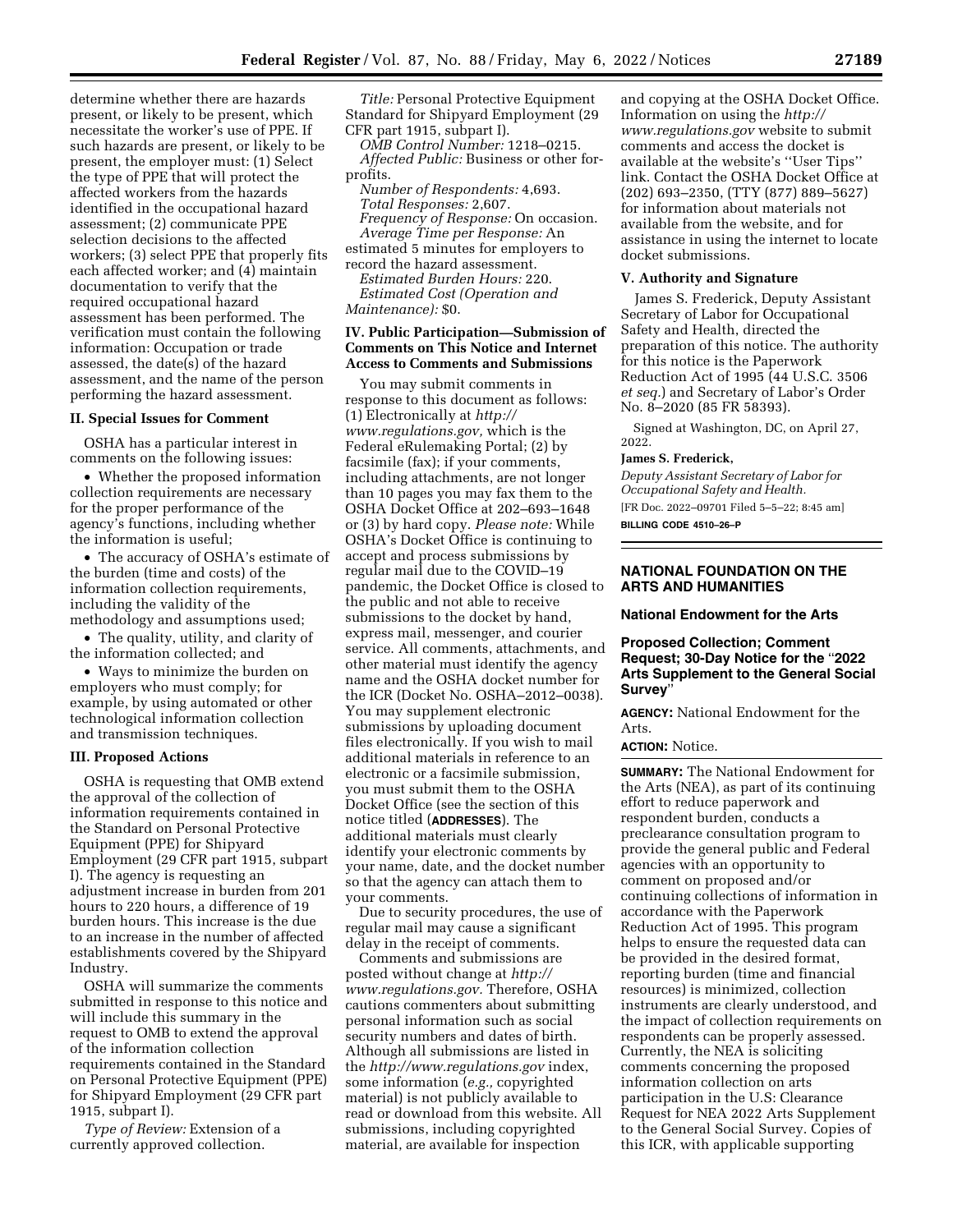determine whether there are hazards present, or likely to be present, which necessitate the worker's use of PPE. If such hazards are present, or likely to be present, the employer must: (1) Select the type of PPE that will protect the affected workers from the hazards identified in the occupational hazard assessment; (2) communicate PPE selection decisions to the affected workers; (3) select PPE that properly fits each affected worker; and (4) maintain documentation to verify that the required occupational hazard assessment has been performed. The verification must contain the following information: Occupation or trade assessed, the date(s) of the hazard assessment, and the name of the person performing the hazard assessment.

## II. Special Issues for Comment

OSHA has a particular interest in comments on the following issues:

- Whether the proposed information collection requirements are necessary for the proper performance of the agency's functions, including whether the information is useful;
- The accuracy of OSHA's estimate of the burden (time and costs) of the information collection requirements, including the validity of the methodology and assumptions used;
- The quality, utility, and clarity of the information collected; and
- Ways to minimize the burden on employers who must comply; for example, by using automated or other technological information collection and transmission techniques.

## III. Proposed Actions

OSHA is requesting that OMB extend the approval of the collection of information requirements contained in the Standard on Personal Protective Equipment (PPE) for Shipyard Employment (29 CFR part 1915, subpart I). The agency is requesting an adjustment increase in burden from 201 hours to 220 hours, a difference of 19 burden hours. This increase is the due to an increase in the number of affected establishments covered by the Shipyard Industry.

OSHA will summarize the comments submitted in response to this notice and will include this summary in the request to OMB to extend the approval of the information collection requirements contained in the Standard on Personal Protective Equipment (PPE) for Shipyard Employment (29 CFR part 1915, subpart I).

*Type of Review:* Extension of a currently approved collection.

*Title:* Personal Protective Equipment Standard for Shipyard Employment (29 CFR part 1915, subpart I).

*OMB Control Number:* 1218–0215.

*Affected Public:* Business or other for-profits.

*Number of Respondents:* 4,693.

*Total Responses:* 2,607.

*Frequency of Response:* On occasion.

*Average Time per Response:* An estimated 5 minutes for employers to record the hazard assessment.

*Estimated Burden Hours:* 220.

*Estimated Cost (Operation and Maintenance):* $0.

## IV. Public Participation—Submission of Comments on This Notice and Internet Access to Comments and Submissions

You may submit comments in response to this document as follows: (1) Electronically at *http://www.regulations.gov,* which is the Federal eRulemaking Portal; (2) by facsimile (fax); if your comments, including attachments, are not longer than 10 pages you may fax them to the OSHA Docket Office at 202–693–1648 or (3) by hard copy. *Please note:* While OSHA's Docket Office is continuing to accept and process submissions by regular mail due to the COVID–19 pandemic, the Docket Office is closed to the public and not able to receive submissions to the docket by hand, express mail, messenger, and courier service. All comments, attachments, and other material must identify the agency name and the OSHA docket number for the ICR (Docket No. OSHA–2012–0038). You may supplement electronic submissions by uploading document files electronically. If you wish to mail additional materials in reference to an electronic or a facsimile submission, you must submit them to the OSHA Docket Office (see the section of this notice titled (**ADDRESSES**). The additional materials must clearly identify your electronic comments by your name, date, and the docket number so that the agency can attach them to your comments.

Due to security procedures, the use of regular mail may cause a significant delay in the receipt of comments.

Comments and submissions are posted without change at *http://www.regulations.gov.* Therefore, OSHA cautions commenters about submitting personal information such as social security numbers and dates of birth. Although all submissions are listed in the *http://www.regulations.gov* index, some information (*e.g.,* copyrighted material) is not publicly available to read or download from this website. All submissions, including copyrighted material, are available for inspection and copying at the OSHA Docket Office. Information on using the *http://www.regulations.gov* website to submit comments and access the docket is available at the website's ''User Tips'' link. Contact the OSHA Docket Office at (202) 693–2350, (TTY (877) 889–5627) for information about materials not available from the website, and for assistance in using the internet to locate docket submissions.

## V. Authority and Signature

James S. Frederick, Deputy Assistant Secretary of Labor for Occupational Safety and Health, directed the preparation of this notice. The authority for this notice is the Paperwork Reduction Act of 1995 (44 U.S.C. 3506 *et seq.*) and Secretary of Labor's Order No. 8–2020 (85 FR 58393).

Signed at Washington, DC, on April 27, 2022.

**James S. Frederick,**

*Deputy Assistant Secretary of Labor for Occupational Safety and Health.*

[FR Doc. 2022–09701 Filed 5–5–22; 8:45 am]

**BILLING CODE 4510–26–P**

# NATIONAL FOUNDATION ON THE ARTS AND HUMANITIES

## National Endowment for the Arts

## Proposed Collection; Comment Request; 30-Day Notice for the ''2022 Arts Supplement to the General Social Survey''

**AGENCY:** National Endowment for the Arts.

**ACTION:** Notice.

**SUMMARY:** The National Endowment for the Arts (NEA), as part of its continuing effort to reduce paperwork and respondent burden, conducts a preclearance consultation program to provide the general public and Federal agencies with an opportunity to comment on proposed and/or continuing collections of information in accordance with the Paperwork Reduction Act of 1995. This program helps to ensure the requested data can be provided in the desired format, reporting burden (time and financial resources) is minimized, collection instruments are clearly understood, and the impact of collection requirements on respondents can be properly assessed. Currently, the NEA is soliciting comments concerning the proposed information collection on arts participation in the U.S: Clearance Request for NEA 2022 Arts Supplement to the General Social Survey. Copies of this ICR, with applicable supporting